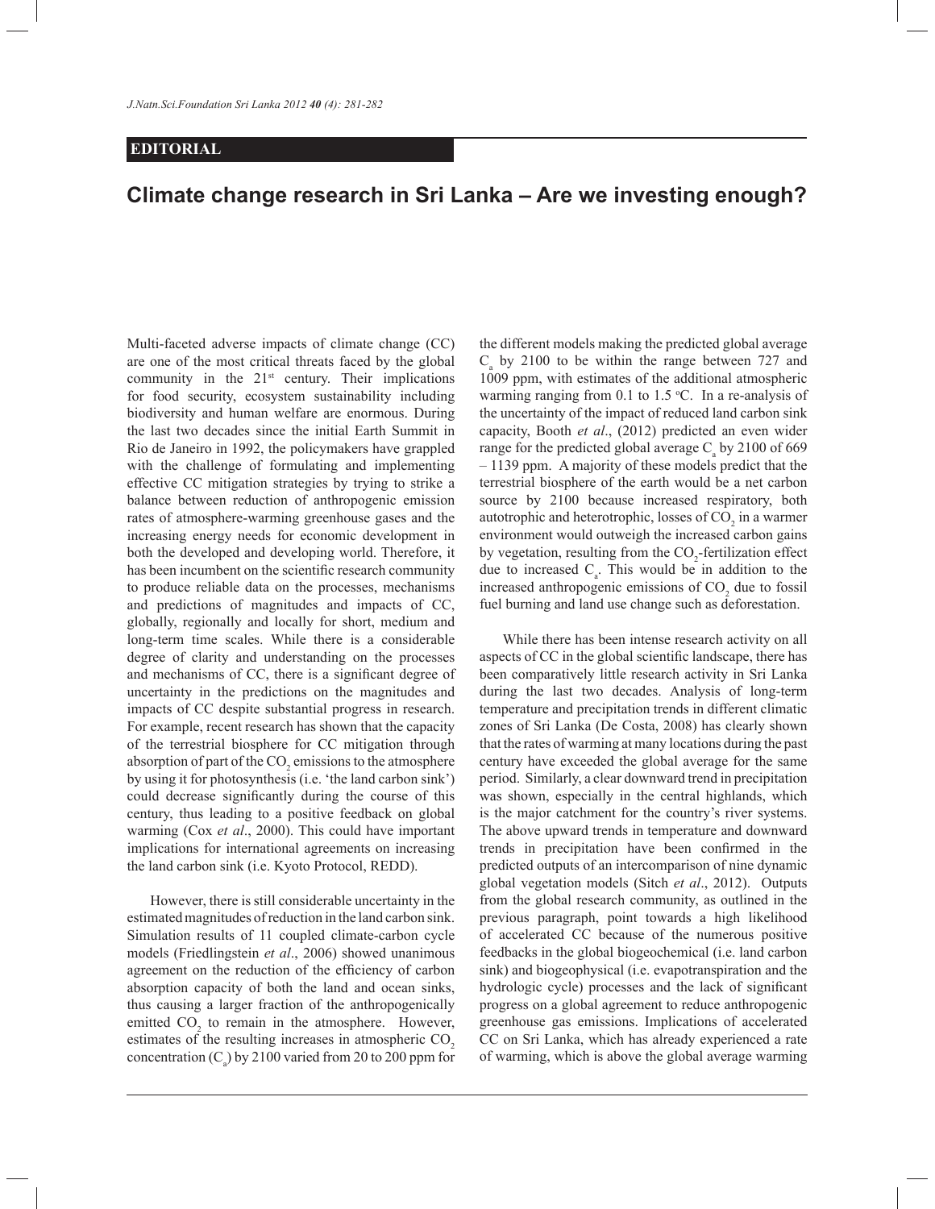**EDITORIAL**

# Climate change research in Sri Lanka – Are we investing enough?

Multi-faceted adverse impacts of climate change (CC) are one of the most critical threats faced by the global community in the 21st century. Their implications for food security, ecosystem sustainability including biodiversity and human welfare are enormous. During the last two decades since the initial Earth Summit in Rio de Janeiro in 1992, the policymakers have grappled with the challenge of formulating and implementing effective CC mitigation strategies by trying to strike a balance between reduction of anthropogenic emission rates of atmosphere-warming greenhouse gases and the increasing energy needs for economic development in both the developed and developing world. Therefore, it has been incumbent on the scientific research community to produce reliable data on the processes, mechanisms and predictions of magnitudes and impacts of CC, globally, regionally and locally for short, medium and long-term time scales. While there is a considerable degree of clarity and understanding on the processes and mechanisms of CC, there is a significant degree of uncertainty in the predictions on the magnitudes and impacts of CC despite substantial progress in research. For example, recent research has shown that the capacity of the terrestrial biosphere for CC mitigation through absorption of part of the $CO_2$ emissions to the atmosphere by using it for photosynthesis (i.e. 'the land carbon sink') could decrease significantly during the course of this century, thus leading to a positive feedback on global warming (Cox *et al*., 2000). This could have important implications for international agreements on increasing the land carbon sink (i.e. Kyoto Protocol, REDD).

However, there is still considerable uncertainty in the estimated magnitudes of reduction in the land carbon sink. Simulation results of 11 coupled climate-carbon cycle models (Friedlingstein *et al*., 2006) showed unanimous agreement on the reduction of the efficiency of carbon absorption capacity of both the land and ocean sinks, thus causing a larger fraction of the anthropogenically emitted $CO_2$ to remain in the atmosphere. However, estimates of the resulting increases in atmospheric $CO_2$ concentration ($C_a$) by 2100 varied from 20 to 200 ppm for the different models making the predicted global average $C_a$ by 2100 to be within the range between 727 and 1009 ppm, with estimates of the additional atmospheric warming ranging from 0.1 to 1.5 °C. In a re-analysis of the uncertainty of the impact of reduced land carbon sink capacity, Booth *et al*., (2012) predicted an even wider range for the predicted global average $C_a$ by 2100 of 669 – 1139 ppm. A majority of these models predict that the terrestrial biosphere of the earth would be a net carbon source by 2100 because increased respiratory, both autotrophic and heterotrophic, losses of $CO_2$ in a warmer environment would outweigh the increased carbon gains by vegetation, resulting from the $CO_2$-fertilization effect due to increased $C_a$. This would be in addition to the increased anthropogenic emissions of $CO_2$ due to fossil fuel burning and land use change such as deforestation.

While there has been intense research activity on all aspects of CC in the global scientific landscape, there has been comparatively little research activity in Sri Lanka during the last two decades. Analysis of long-term temperature and precipitation trends in different climatic zones of Sri Lanka (De Costa, 2008) has clearly shown that the rates of warming at many locations during the past century have exceeded the global average for the same period. Similarly, a clear downward trend in precipitation was shown, especially in the central highlands, which is the major catchment for the country's river systems. The above upward trends in temperature and downward trends in precipitation have been confirmed in the predicted outputs of an intercomparison of nine dynamic global vegetation models (Sitch *et al*., 2012). Outputs from the global research community, as outlined in the previous paragraph, point towards a high likelihood of accelerated CC because of the numerous positive feedbacks in the global biogeochemical (i.e. land carbon sink) and biogeophysical (i.e. evapotranspiration and the hydrologic cycle) processes and the lack of significant progress on a global agreement to reduce anthropogenic greenhouse gas emissions. Implications of accelerated CC on Sri Lanka, which has already experienced a rate of warming, which is above the global average warming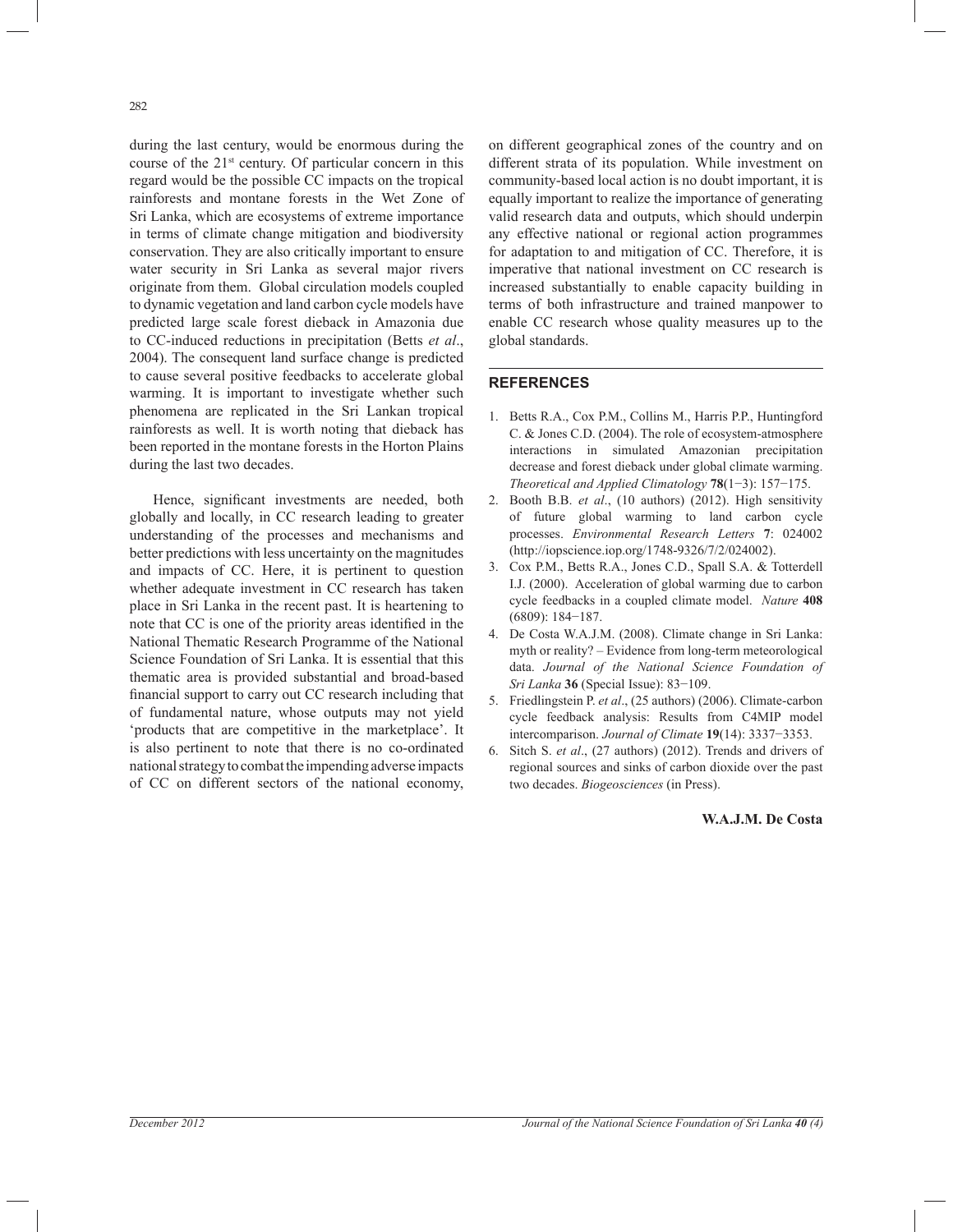during the last century, would be enormous during the course of the 21st century. Of particular concern in this regard would be the possible CC impacts on the tropical rainforests and montane forests in the Wet Zone of Sri Lanka, which are ecosystems of extreme importance in terms of climate change mitigation and biodiversity conservation. They are also critically important to ensure water security in Sri Lanka as several major rivers originate from them. Global circulation models coupled to dynamic vegetation and land carbon cycle models have predicted large scale forest dieback in Amazonia due to CC-induced reductions in precipitation (Betts *et al*., 2004). The consequent land surface change is predicted to cause several positive feedbacks to accelerate global warming. It is important to investigate whether such phenomena are replicated in the Sri Lankan tropical rainforests as well. It is worth noting that dieback has been reported in the montane forests in the Horton Plains during the last two decades.

Hence, significant investments are needed, both globally and locally, in CC research leading to greater understanding of the processes and mechanisms and better predictions with less uncertainty on the magnitudes and impacts of CC. Here, it is pertinent to question whether adequate investment in CC research has taken place in Sri Lanka in the recent past. It is heartening to note that CC is one of the priority areas identified in the National Thematic Research Programme of the National Science Foundation of Sri Lanka. It is essential that this thematic area is provided substantial and broad-based financial support to carry out CC research including that of fundamental nature, whose outputs may not yield 'products that are competitive in the marketplace'. It is also pertinent to note that there is no co-ordinated national strategy to combat the impending adverse impacts of CC on different sectors of the national economy, on different geographical zones of the country and on different strata of its population. While investment on community-based local action is no doubt important, it is equally important to realize the importance of generating valid research data and outputs, which should underpin any effective national or regional action programmes for adaptation to and mitigation of CC. Therefore, it is imperative that national investment on CC research is increased substantially to enable capacity building in terms of both infrastructure and trained manpower to enable CC research whose quality measures up to the global standards.

## REFERENCES

1. Betts R.A., Cox P.M., Collins M., Harris P.P., Huntingford C. & Jones C.D. (2004). The role of ecosystem-atmosphere interactions in simulated Amazonian precipitation decrease and forest dieback under global climate warming. *Theoretical and Applied Climatology* **78**(1−3): 157−175.
2. Booth B.B. *et al*., (10 authors) (2012). High sensitivity of future global warming to land carbon cycle processes. *Environmental Research Letters* **7**: 024002 (http://iopscience.iop.org/1748-9326/7/2/024002).
3. Cox P.M., Betts R.A., Jones C.D., Spall S.A. & Totterdell I.J. (2000). Acceleration of global warming due to carbon cycle feedbacks in a coupled climate model. *Nature* **408** (6809): 184−187.
4. De Costa W.A.J.M. (2008). Climate change in Sri Lanka: myth or reality? – Evidence from long-term meteorological data. *Journal of the National Science Foundation of Sri Lanka* **36** (Special Issue): 83−109.
5. Friedlingstein P. *et al*., (25 authors) (2006). Climate-carbon cycle feedback analysis: Results from C4MIP model intercomparison. *Journal of Climate* **19**(14): 3337−3353.
6. Sitch S. *et al*., (27 authors) (2012). Trends and drivers of regional sources and sinks of carbon dioxide over the past two decades. *Biogeosciences* (in Press).

**W.A.J.M. De Costa**